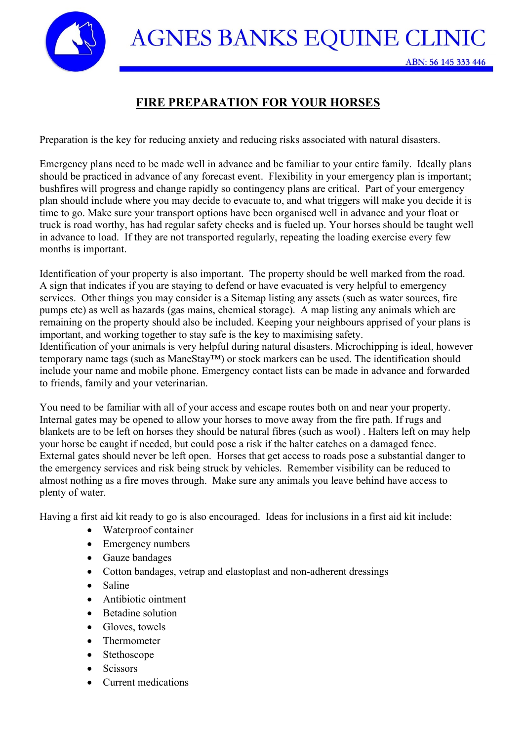# AGNES BANKS EQUINE CLINIC

ABN: 56 145 333 446

## FIRE PREPARATION FOR YOUR HORSES

Preparation is the key for reducing anxiety and reducing risks associated with natural disasters.

Emergency plans need to be made well in advance and be familiar to your entire family. Ideally plans should be practiced in advance of any forecast event. Flexibility in your emergency plan is important; bushfires will progress and change rapidly so contingency plans are critical. Part of your emergency plan should include where you may decide to evacuate to, and what triggers will make you decide it is time to go. Make sure your transport options have been organised well in advance and your float or truck is road worthy, has had regular safety checks and is fueled up. Your horses should be taught well in advance to load. If they are not transported regularly, repeating the loading exercise every few months is important.

Identification of your property is also important. The property should be well marked from the road. A sign that indicates if you are staying to defend or have evacuated is very helpful to emergency services. Other things you may consider is a Sitemap listing any assets (such as water sources, fire pumps etc) as well as hazards (gas mains, chemical storage). A map listing any animals which are remaining on the property should also be included. Keeping your neighbours apprised of your plans is important, and working together to stay safe is the key to maximising safety.
Identification of your animals is very helpful during natural disasters. Microchipping is ideal, however temporary name tags (such as ManeStay™) or stock markers can be used. The identification should include your name and mobile phone. Emergency contact lists can be made in advance and forwarded to friends, family and your veterinarian.

You need to be familiar with all of your access and escape routes both on and near your property. Internal gates may be opened to allow your horses to move away from the fire path. If rugs and blankets are to be left on horses they should be natural fibres (such as wool) . Halters left on may help your horse be caught if needed, but could pose a risk if the halter catches on a damaged fence. External gates should never be left open. Horses that get access to roads pose a substantial danger to the emergency services and risk being struck by vehicles. Remember visibility can be reduced to almost nothing as a fire moves through. Make sure any animals you leave behind have access to plenty of water.

Having a first aid kit ready to go is also encouraged. Ideas for inclusions in a first aid kit include:

- Waterproof container
- Emergency numbers
- Gauze bandages
- Cotton bandages, vetrap and elastoplast and non-adherent dressings
- Saline
- Antibiotic ointment
- Betadine solution
- Gloves, towels
- Thermometer
- Stethoscope
- Scissors
- Current medications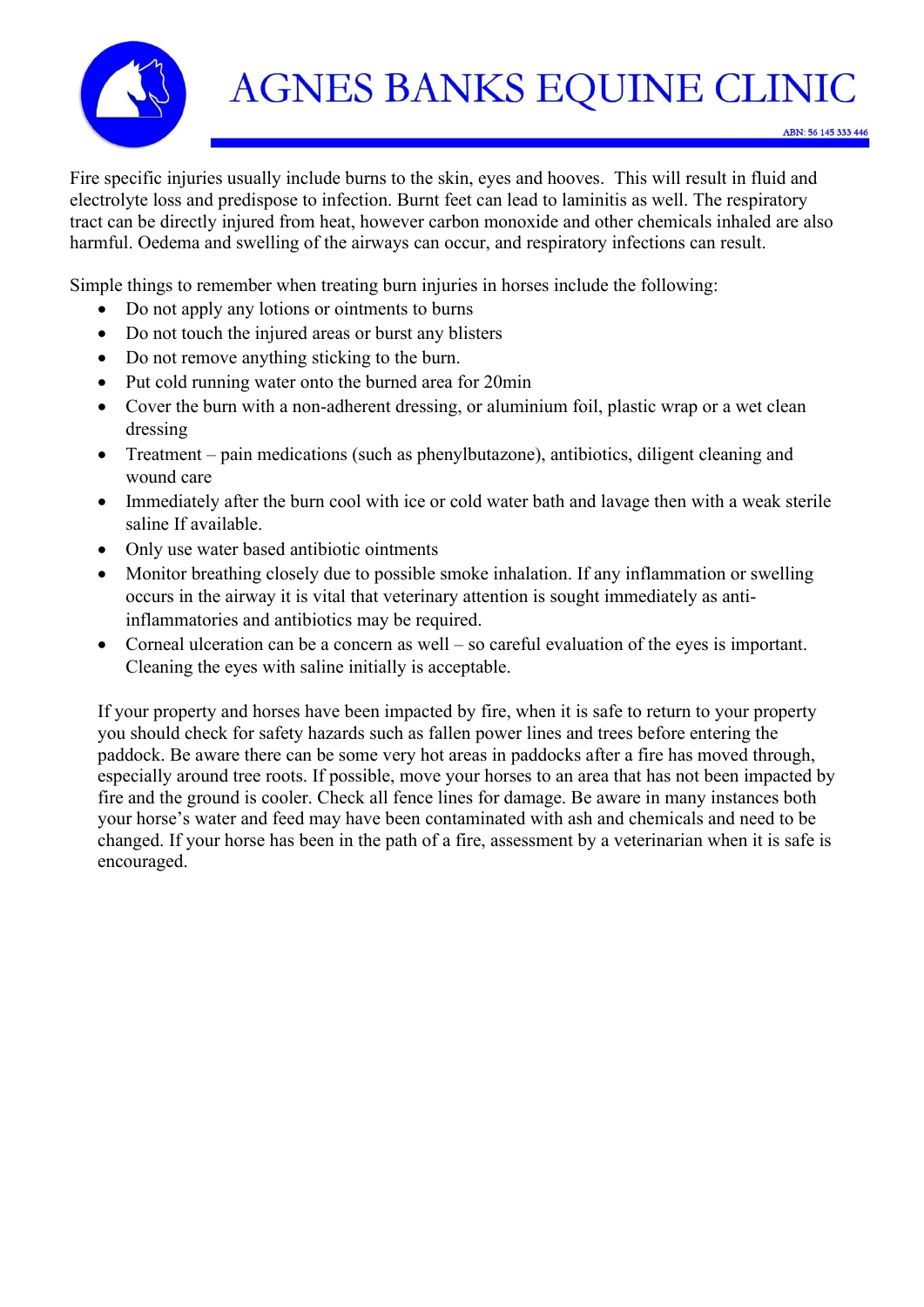Fire specific injuries usually include burns to the skin, eyes and hooves. This will result in fluid and electrolyte loss and predispose to infection. Burnt feet can lead to laminitis as well. The respiratory tract can be directly injured from heat, however carbon monoxide and other chemicals inhaled are also harmful. Oedema and swelling of the airways can occur, and respiratory infections can result.

Simple things to remember when treating burn injuries in horses include the following:

- Do not apply any lotions or ointments to burns
- Do not touch the injured areas or burst any blisters
- Do not remove anything sticking to the burn.
- Put cold running water onto the burned area for 20min
- Cover the burn with a non-adherent dressing, or aluminium foil, plastic wrap or a wet clean dressing
- Treatment – pain medications (such as phenylbutazone), antibiotics, diligent cleaning and wound care
- Immediately after the burn cool with ice or cold water bath and lavage then with a weak sterile saline If available.
- Only use water based antibiotic ointments
- Monitor breathing closely due to possible smoke inhalation. If any inflammation or swelling occurs in the airway it is vital that veterinary attention is sought immediately as anti-inflammatories and antibiotics may be required.
- Corneal ulceration can be a concern as well – so careful evaluation of the eyes is important. Cleaning the eyes with saline initially is acceptable.

If your property and horses have been impacted by fire, when it is safe to return to your property you should check for safety hazards such as fallen power lines and trees before entering the paddock. Be aware there can be some very hot areas in paddocks after a fire has moved through, especially around tree roots. If possible, move your horses to an area that has not been impacted by fire and the ground is cooler. Check all fence lines for damage. Be aware in many instances both your horse's water and feed may have been contaminated with ash and chemicals and need to be changed. If your horse has been in the path of a fire, assessment by a veterinarian when it is safe is encouraged.